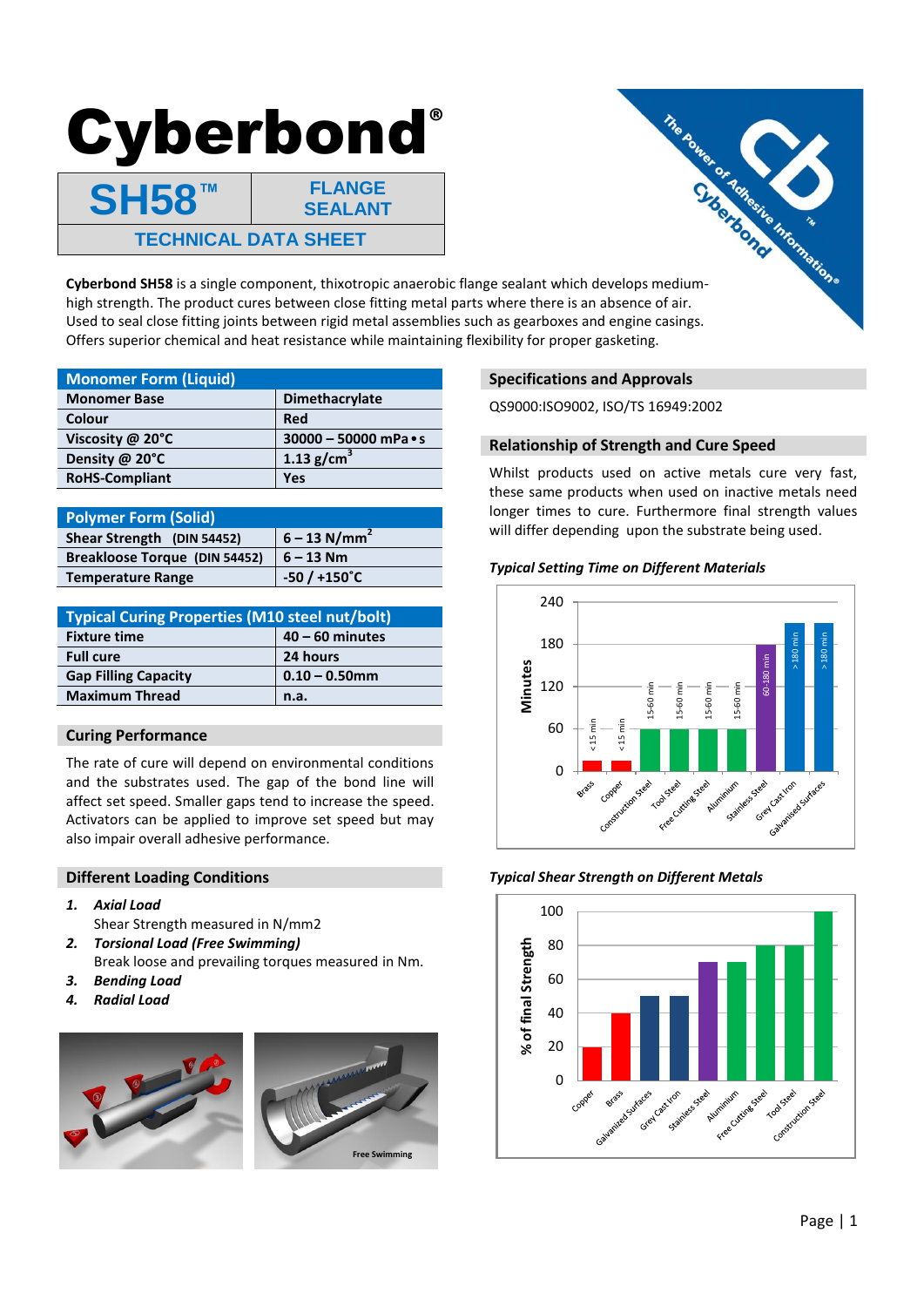# Cyberbond®

| SH58™ | FLANGE SEALANT |
|---|---|
| TECHNICAL DATA SHEET | |

**Cyberbond SH58** is a single component, thixotropic anaerobic flange sealant which develops medium-high strength. The product cures between close fitting metal parts where there is an absence of air. Used to seal close fitting joints between rigid metal assemblies such as gearboxes and engine casings. Offers superior chemical and heat resistance while maintaining flexibility for proper gasketing.

| Monomer Form (Liquid) | |
|---|---|
| **Monomer Base** | **Dimethacrylate** |
| **Colour** | **Red** |
| **Viscosity @ 20°C** | **30000 – 50000 mPa • s** |
| **Density @ 20°C** | **1.13 g/cm³** |
| **RoHS-Compliant** | **Yes** |

| Polymer Form (Solid) | |
|---|---|
| **Shear Strength (DIN 54452)** | **6 – 13 N/mm²** |
| **Breakloose Torque (DIN 54452)** | **6 – 13 Nm** |
| **Temperature Range** | **-50 / +150°C** |

| Typical Curing Properties (M10 steel nut/bolt) | |
|---|---|
| **Fixture time** | **40 – 60 minutes** |
| **Full cure** | **24 hours** |
| **Gap Filling Capacity** | **0.10 – 0.50mm** |
| **Maximum Thread** | **n.a.** |

## Curing Performance

The rate of cure will depend on environmental conditions and the substrates used. The gap of the bond line will affect set speed. Smaller gaps tend to increase the speed. Activators can be applied to improve set speed but may also impair overall adhesive performance.

## Different Loading Conditions

1. ***Axial Load***
   Shear Strength measured in N/mm2
2. ***Torsional Load (Free Swimming)***
   Break loose and prevailing torques measured in Nm.
3. ***Bending Load***
4. ***Radial Load***

## Specifications and Approvals

QS9000:ISO9002, ISO/TS 16949:2002

## Relationship of Strength and Cure Speed

Whilst products used on active metals cure very fast, these same products when used on inactive metals need longer times to cure. Furthermore final strength values will differ depending upon the substrate being used.

***Typical Setting Time on Different Materials***

| Material | Setting time (minutes) |
|---|---|
| Brass | < 15 min |
| Copper | < 15 min |
| Construction Steel | 15-60 min |
| Tool Steel | 15-60 min |
| Free Cutting Steel | 15-60 min |
| Aluminium | 15-60 min |
| Stainless Steel | 60-180 min |
| Grey Cast Iron | > 180 min |
| Galvanised Surfaces | > 180 min |

***Typical Shear Strength on Different Metals***

| Metal | % of final Strength |
|---|---|
| Copper | 20 |
| Brass | 40 |
| Galvanized Surfaces | 50 |
| Grey Cast Iron | 50 |
| Stainless Steel | 70 |
| Aluminium | 70 |
| Free Cutting Steel | 80 |
| Tool Steel | 80 |
| Construction Steel | 100 |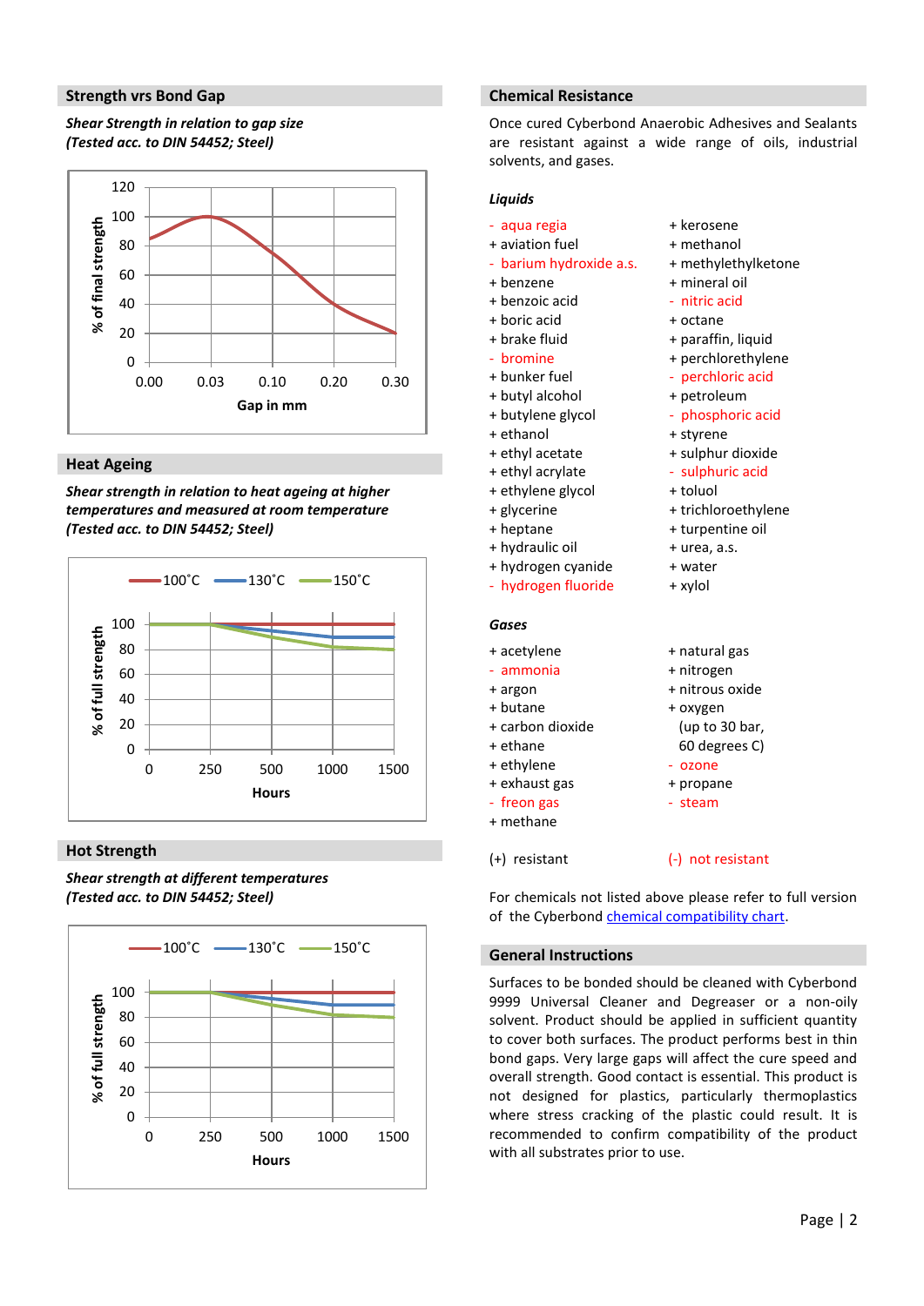## Strength vrs Bond Gap

***Shear Strength in relation to gap size (Tested acc. to DIN 54452; Steel)***

## Heat Ageing

***Shear strength in relation to heat ageing at higher temperatures and measured at room temperature (Tested acc. to DIN 54452; Steel)***

## Hot Strength

***Shear strength at different temperatures (Tested acc. to DIN 54452; Steel)***

## Chemical Resistance

Once cured Cyberbond Anaerobic Adhesives and Sealants are resistant against a wide range of oils, industrial solvents, and gases.

***Liquids***

- \- aqua regia
- \+ aviation fuel
- \- barium hydroxide a.s.
- \+ benzene
- \+ benzoic acid
- \+ boric acid
- \+ brake fluid
- \- bromine
- \+ bunker fuel
- \+ butyl alcohol
- \+ butylene glycol
- \+ ethanol
- \+ ethyl acetate
- \+ ethyl acrylate
- \+ ethylene glycol
- \+ glycerine
- \+ heptane
- \+ hydraulic oil
- \+ hydrogen cyanide
- \- hydrogen fluoride
- \+ kerosene
- \+ methanol
- \+ methylethylketone
- \+ mineral oil
- \- nitric acid
- \+ octane
- \+ paraffin, liquid
- \+ perchlorethylene
- \- perchloric acid
- \+ petroleum
- \- phosphoric acid
- \+ styrene
- \+ sulphur dioxide
- \- sulphuric acid
- \+ toluol
- \+ trichloroethylene
- \+ turpentine oil
- \+ urea, a.s.
- \+ water
- \+ xylol

***Gases***

- \+ acetylene
- \- ammonia
- \+ argon
- \+ butane
- \+ carbon dioxide
- \+ ethane
- \+ ethylene
- \+ exhaust gas
- \- freon gas
- \+ methane
- \+ natural gas
- \+ nitrogen
- \+ nitrous oxide
- \+ oxygen (up to 30 bar, 60 degrees C)
- \- ozone
- \+ propane
- \- steam

(+) resistant (-) not resistant

For chemicals not listed above please refer to full version of the Cyberbond chemical compatibility chart.

## General Instructions

Surfaces to be bonded should be cleaned with Cyberbond 9999 Universal Cleaner and Degreaser or a non-oily solvent. Product should be applied in sufficient quantity to cover both surfaces. The product performs best in thin bond gaps. Very large gaps will affect the cure speed and overall strength. Good contact is essential. This product is not designed for plastics, particularly thermoplastics where stress cracking of the plastic could result. It is recommended to confirm compatibility of the product with all substrates prior to use.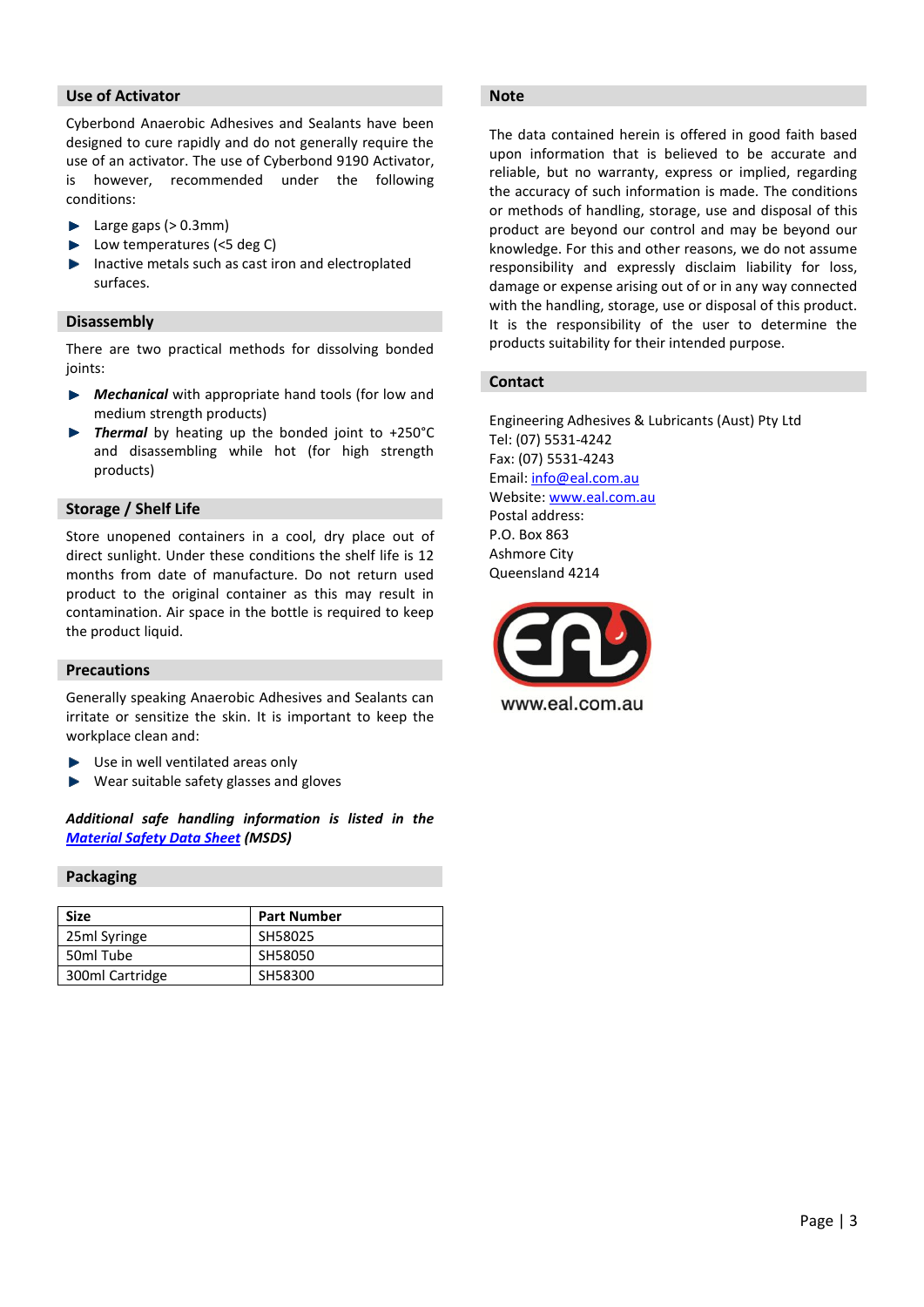## Use of Activator

Cyberbond Anaerobic Adhesives and Sealants have been designed to cure rapidly and do not generally require the use of an activator. The use of Cyberbond 9190 Activator, is however, recommended under the following conditions:

- Large gaps (> 0.3mm)
- Low temperatures (<5 deg C)
- Inactive metals such as cast iron and electroplated surfaces.

## Disassembly

There are two practical methods for dissolving bonded joints:

- ***Mechanical*** with appropriate hand tools (for low and medium strength products)
- ***Thermal*** by heating up the bonded joint to +250°C and disassembling while hot (for high strength products)

## Storage / Shelf Life

Store unopened containers in a cool, dry place out of direct sunlight. Under these conditions the shelf life is 12 months from date of manufacture. Do not return used product to the original container as this may result in contamination. Air space in the bottle is required to keep the product liquid.

## Precautions

Generally speaking Anaerobic Adhesives and Sealants can irritate or sensitize the skin. It is important to keep the workplace clean and:

- Use in well ventilated areas only
- Wear suitable safety glasses and gloves

***Additional safe handling information is listed in the Material Safety Data Sheet (MSDS)***

## Packaging

| Size | Part Number |
|---|---|
| 25ml Syringe | SH58025 |
| 50ml Tube | SH58050 |
| 300ml Cartridge | SH58300 |

## Note

The data contained herein is offered in good faith based upon information that is believed to be accurate and reliable, but no warranty, express or implied, regarding the accuracy of such information is made. The conditions or methods of handling, storage, use and disposal of this product are beyond our control and may be beyond our knowledge. For this and other reasons, we do not assume responsibility and expressly disclaim liability for loss, damage or expense arising out of or in any way connected with the handling, storage, use or disposal of this product. It is the responsibility of the user to determine the products suitability for their intended purpose.

## Contact

Engineering Adhesives & Lubricants (Aust) Pty Ltd
Tel: (07) 5531-4242
Fax: (07) 5531-4243
Email: info@eal.com.au
Website: www.eal.com.au
Postal address:
P.O. Box 863
Ashmore City
Queensland 4214

www.eal.com.au